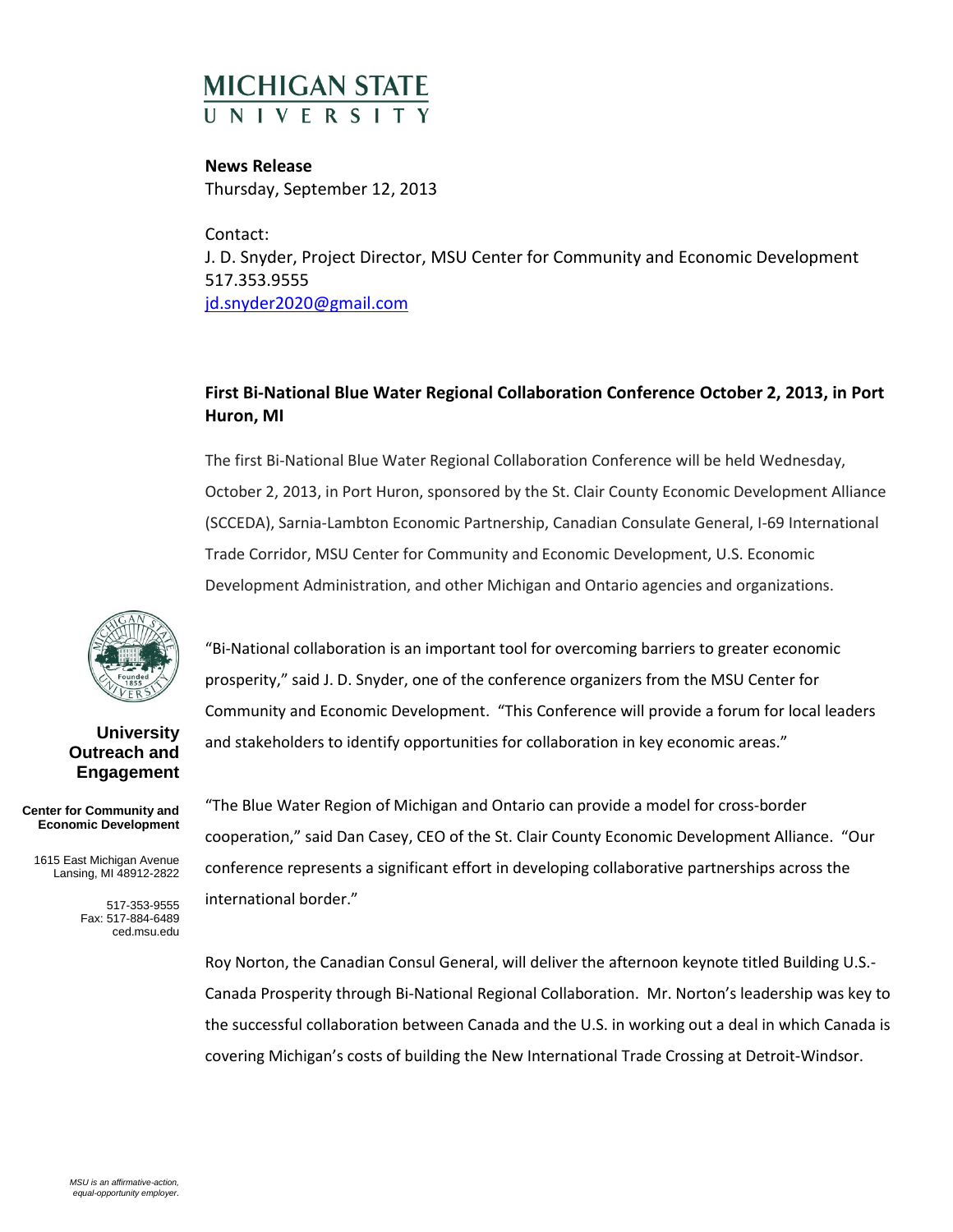# MICHIGAN STATE UNIVERSITY

**News Release**
Thursday, September 12, 2013

Contact:
J. D. Snyder, Project Director, MSU Center for Community and Economic Development
517.353.9555
jd.snyder2020@gmail.com

## First Bi-National Blue Water Regional Collaboration Conference October 2, 2013, in Port Huron, MI

The first Bi-National Blue Water Regional Collaboration Conference will be held Wednesday, October 2, 2013, in Port Huron, sponsored by the St. Clair County Economic Development Alliance (SCCEDA), Sarnia-Lambton Economic Partnership, Canadian Consulate General, I-69 International Trade Corridor, MSU Center for Community and Economic Development, U.S. Economic Development Administration, and other Michigan and Ontario agencies and organizations.

"Bi-National collaboration is an important tool for overcoming barriers to greater economic prosperity," said J. D. Snyder, one of the conference organizers from the MSU Center for Community and Economic Development. "This Conference will provide a forum for local leaders and stakeholders to identify opportunities for collaboration in key economic areas."

"The Blue Water Region of Michigan and Ontario can provide a model for cross-border cooperation," said Dan Casey, CEO of the St. Clair County Economic Development Alliance. "Our conference represents a significant effort in developing collaborative partnerships across the international border."

Roy Norton, the Canadian Consul General, will deliver the afternoon keynote titled Building U.S.-Canada Prosperity through Bi-National Regional Collaboration. Mr. Norton's leadership was key to the successful collaboration between Canada and the U.S. in working out a deal in which Canada is covering Michigan's costs of building the New International Trade Crossing at Detroit-Windsor.

**University Outreach and Engagement**

**Center for Community and Economic Development**

1615 East Michigan Avenue
Lansing, MI 48912-2822

517-353-9555
Fax: 517-884-6489
ced.msu.edu

*MSU is an affirmative-action, equal-opportunity employer.*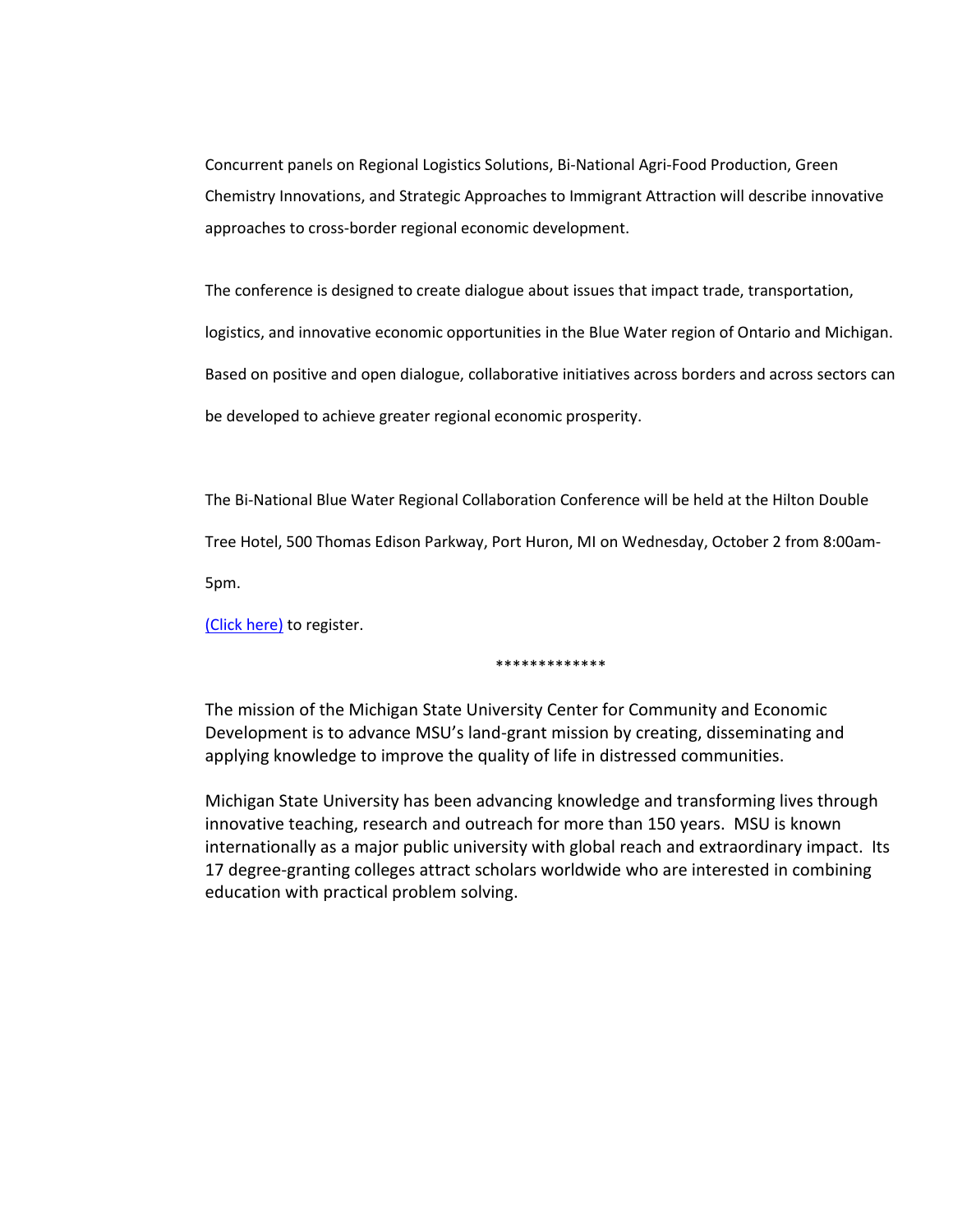Concurrent panels on Regional Logistics Solutions, Bi-National Agri-Food Production, Green Chemistry Innovations, and Strategic Approaches to Immigrant Attraction will describe innovative approaches to cross-border regional economic development.

The conference is designed to create dialogue about issues that impact trade, transportation, logistics, and innovative economic opportunities in the Blue Water region of Ontario and Michigan. Based on positive and open dialogue, collaborative initiatives across borders and across sectors can be developed to achieve greater regional economic prosperity.

The Bi-National Blue Water Regional Collaboration Conference will be held at the Hilton Double Tree Hotel, 500 Thomas Edison Parkway, Port Huron, MI on Wednesday, October 2 from 8:00am-5pm.

(Click here) to register.

*************

The mission of the Michigan State University Center for Community and Economic Development is to advance MSU's land-grant mission by creating, disseminating and applying knowledge to improve the quality of life in distressed communities.

Michigan State University has been advancing knowledge and transforming lives through innovative teaching, research and outreach for more than 150 years. MSU is known internationally as a major public university with global reach and extraordinary impact. Its 17 degree-granting colleges attract scholars worldwide who are interested in combining education with practical problem solving.